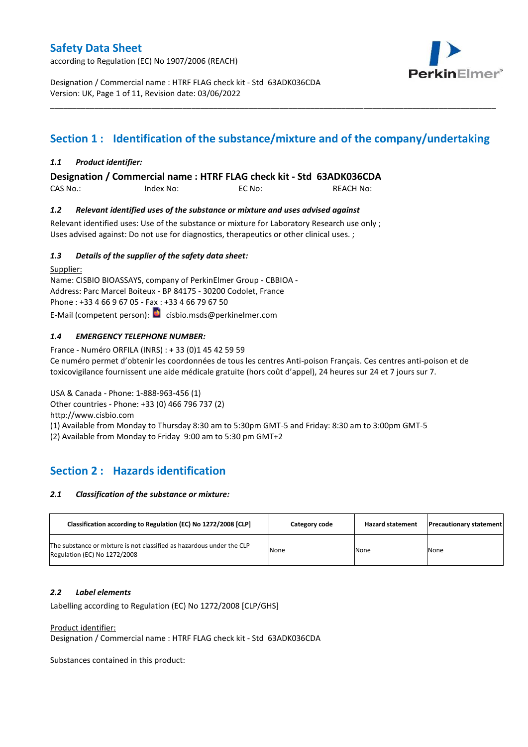# Safety Data Sheet

according to Regulation (EC) No 1907/2006 (REACH)

Designation / Commercial name : HTRF FLAG check kit - Std 63ADK036CDA
Version: UK, Page 1 of 11, Revision date: 03/06/2022

## Section 1 : Identification of the substance/mixture and of the company/undertaking

### *1.1 Product identifier:*

**Designation / Commercial name : HTRF FLAG check kit - Std 63ADK036CDA**

CAS No.: Index No: EC No: REACH No:

### *1.2 Relevant identified uses of the substance or mixture and uses advised against*

Relevant identified uses: Use of the substance or mixture for Laboratory Research use only ;
Uses advised against: Do not use for diagnostics, therapeutics or other clinical uses. ;

### *1.3 Details of the supplier of the safety data sheet:*

Supplier:
Name: CISBIO BIOASSAYS, company of PerkinElmer Group - CBBIOA -
Address: Parc Marcel Boiteux - BP 84175 - 30200 Codolet, France
Phone : +33 4 66 9 67 05 - Fax : +33 4 66 79 67 50
E-Mail (competent person): cisbio.msds@perkinelmer.com

### *1.4 EMERGENCY TELEPHONE NUMBER:*

France - Numéro ORFILA (INRS) : + 33 (0)1 45 42 59 59
Ce numéro permet d'obtenir les coordonnées de tous les centres Anti-poison Français. Ces centres anti-poison et de toxicovigilance fournissent une aide médicale gratuite (hors coût d'appel), 24 heures sur 24 et 7 jours sur 7.

USA & Canada - Phone: 1-888-963-456 (1)
Other countries - Phone: +33 (0) 466 796 737 (2)
http://www.cisbio.com
(1) Available from Monday to Thursday 8:30 am to 5:30pm GMT-5 and Friday: 8:30 am to 3:00pm GMT-5
(2) Available from Monday to Friday 9:00 am to 5:30 pm GMT+2

## Section 2 : Hazards identification

### *2.1 Classification of the substance or mixture:*

| Classification according to Regulation (EC) No 1272/2008 [CLP] | Category code | Hazard statement | Precautionary statement |
|---|---|---|---|
| The substance or mixture is not classified as hazardous under the CLP Regulation (EC) No 1272/2008 | None | None | None |

### *2.2 Label elements*

Labelling according to Regulation (EC) No 1272/2008 [CLP/GHS]

Product identifier:
Designation / Commercial name : HTRF FLAG check kit - Std 63ADK036CDA

Substances contained in this product: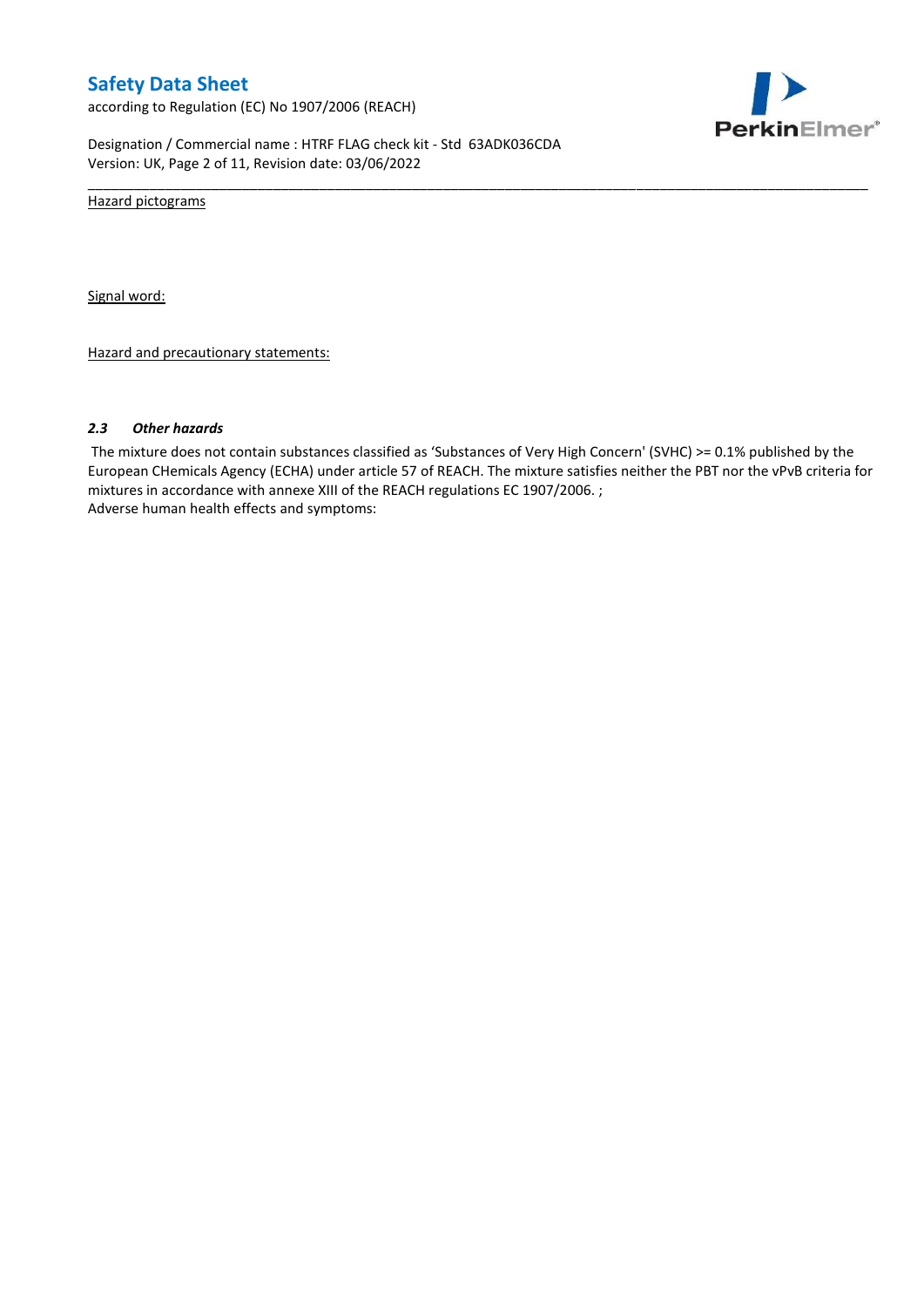Hazard pictograms

Signal word:

Hazard and precautionary statements:

### *2.3 Other hazards*

The mixture does not contain substances classified as 'Substances of Very High Concern' (SVHC) >= 0.1% published by the European CHemicals Agency (ECHA) under article 57 of REACH. The mixture satisfies neither the PBT nor the vPvB criteria for mixtures in accordance with annexe XIII of the REACH regulations EC 1907/2006. ;
Adverse human health effects and symptoms: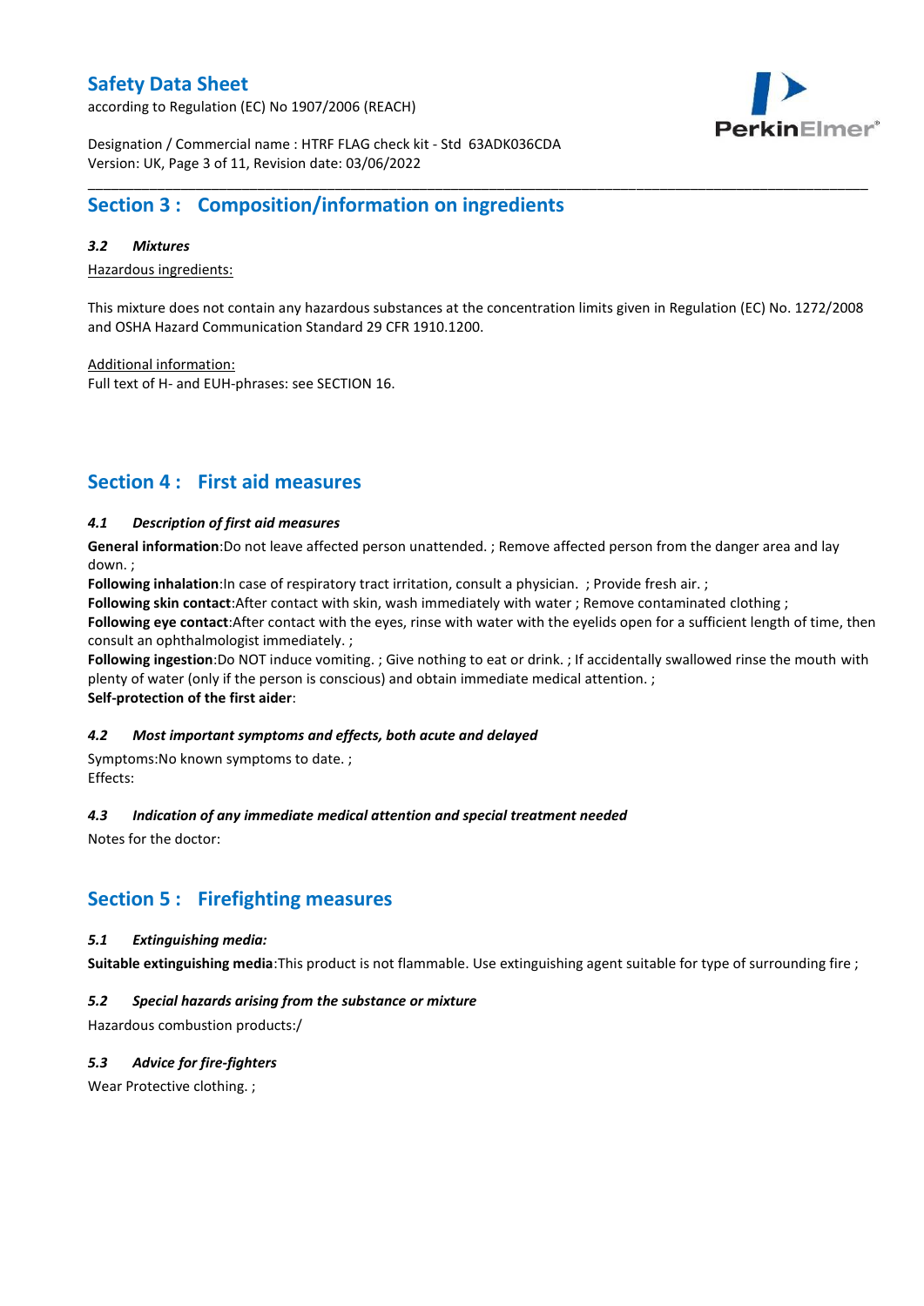## Section 3 : Composition/information on ingredients

### *3.2 Mixtures*

Hazardous ingredients:

This mixture does not contain any hazardous substances at the concentration limits given in Regulation (EC) No. 1272/2008 and OSHA Hazard Communication Standard 29 CFR 1910.1200.

Additional information:
Full text of H- and EUH-phrases: see SECTION 16.

## Section 4 : First aid measures

### *4.1 Description of first aid measures*

**General information**:Do not leave affected person unattended. ; Remove affected person from the danger area and lay down. ;
**Following inhalation**:In case of respiratory tract irritation, consult a physician. ; Provide fresh air. ;
**Following skin contact**:After contact with skin, wash immediately with water ; Remove contaminated clothing ;
**Following eye contact**:After contact with the eyes, rinse with water with the eyelids open for a sufficient length of time, then consult an ophthalmologist immediately. ;
**Following ingestion**:Do NOT induce vomiting. ; Give nothing to eat or drink. ; If accidentally swallowed rinse the mouth with plenty of water (only if the person is conscious) and obtain immediate medical attention. ;
**Self-protection of the first aider**:

### *4.2 Most important symptoms and effects, both acute and delayed*

Symptoms:No known symptoms to date. ;
Effects:

### *4.3 Indication of any immediate medical attention and special treatment needed*

Notes for the doctor:

## Section 5 : Firefighting measures

### *5.1 Extinguishing media:*

**Suitable extinguishing media**:This product is not flammable. Use extinguishing agent suitable for type of surrounding fire ;

### *5.2 Special hazards arising from the substance or mixture*

Hazardous combustion products:/

### *5.3 Advice for fire-fighters*

Wear Protective clothing. ;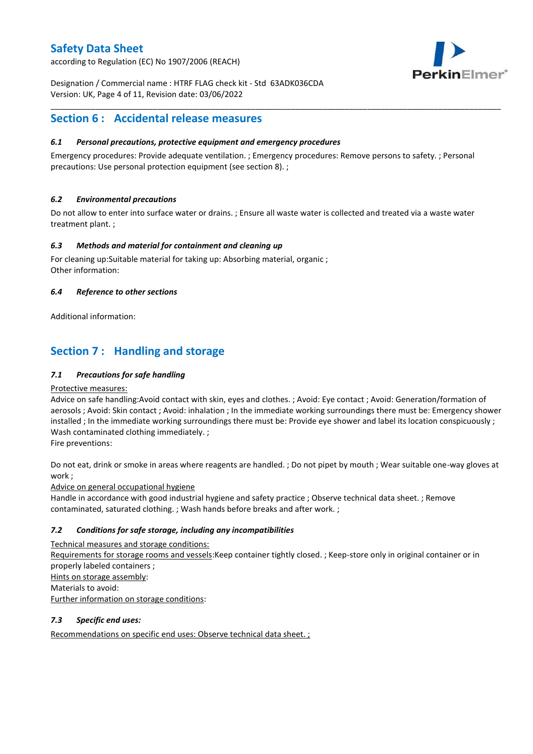## Section 6 : Accidental release measures

### *6.1 Personal precautions, protective equipment and emergency procedures*

Emergency procedures: Provide adequate ventilation. ; Emergency procedures: Remove persons to safety. ; Personal precautions: Use personal protection equipment (see section 8). ;

### *6.2 Environmental precautions*

Do not allow to enter into surface water or drains. ; Ensure all waste water is collected and treated via a waste water treatment plant. ;

### *6.3 Methods and material for containment and cleaning up*

For cleaning up:Suitable material for taking up: Absorbing material, organic ;
Other information:

### *6.4 Reference to other sections*

Additional information:

## Section 7 : Handling and storage

### *7.1 Precautions for safe handling*

Protective measures:
Advice on safe handling:Avoid contact with skin, eyes and clothes. ; Avoid: Eye contact ; Avoid: Generation/formation of aerosols ; Avoid: Skin contact ; Avoid: inhalation ; In the immediate working surroundings there must be: Emergency shower installed ; In the immediate working surroundings there must be: Provide eye shower and label its location conspicuously ; Wash contaminated clothing immediately. ;
Fire preventions:

Do not eat, drink or smoke in areas where reagents are handled. ; Do not pipet by mouth ; Wear suitable one-way gloves at work ;
Advice on general occupational hygiene
Handle in accordance with good industrial hygiene and safety practice ; Observe technical data sheet. ; Remove contaminated, saturated clothing. ; Wash hands before breaks and after work. ;

### *7.2 Conditions for safe storage, including any incompatibilities*

Technical measures and storage conditions:
Requirements for storage rooms and vessels:Keep container tightly closed. ; Keep-store only in original container or in properly labeled containers ;
Hints on storage assembly:
Materials to avoid:
Further information on storage conditions:

### *7.3 Specific end uses:*

Recommendations on specific end uses: Observe technical data sheet. ;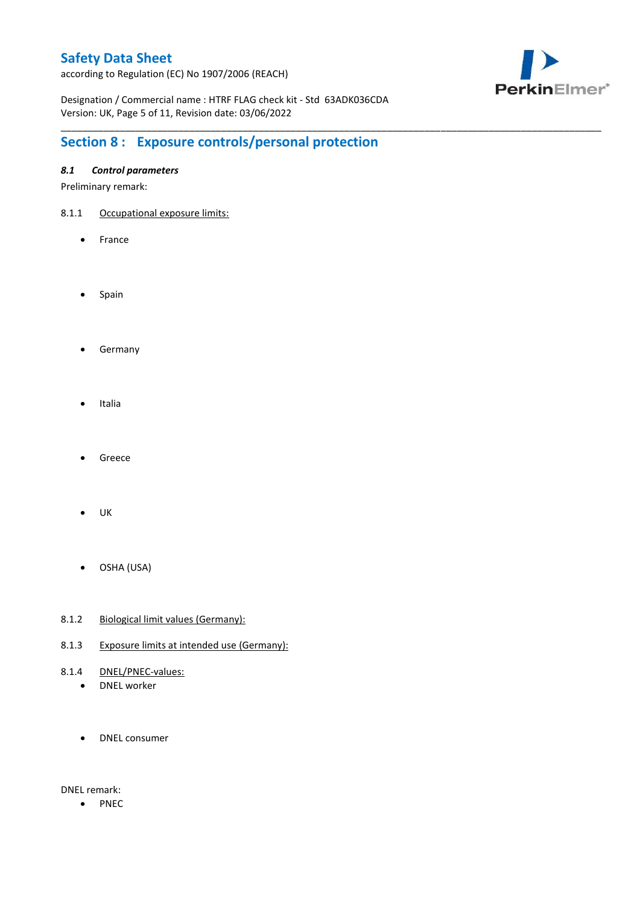## Section 8 : Exposure controls/personal protection

### *8.1 Control parameters*

Preliminary remark:

8.1.1 Occupational exposure limits:

- France

- Spain

- Germany

- Italia

- Greece

- UK

- OSHA (USA)

8.1.2 Biological limit values (Germany):

8.1.3 Exposure limits at intended use (Germany):

8.1.4 DNEL/PNEC-values:

- DNEL worker

- DNEL consumer

DNEL remark:

- PNEC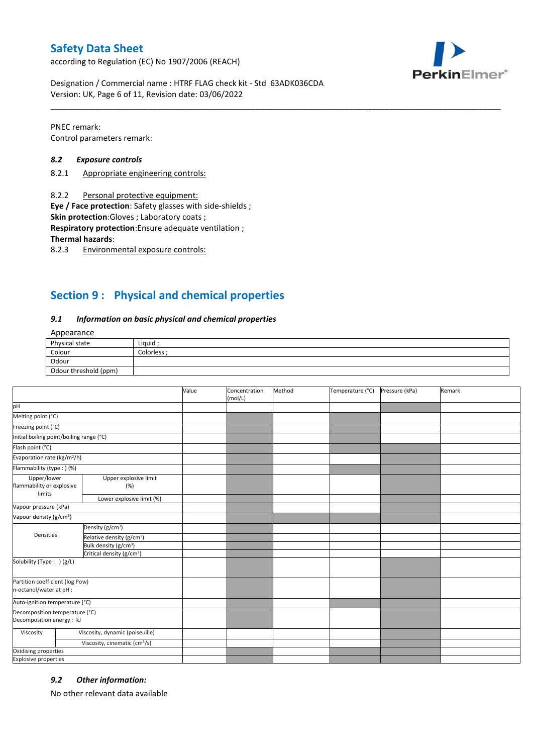PNEC remark:
Control parameters remark:

### 8.2 Exposure controls

8.2.1 Appropriate engineering controls:

8.2.2 Personal protective equipment:
**Eye / Face protection**: Safety glasses with side-shields ;
**Skin protection**:Gloves ; Laboratory coats ;
**Respiratory protection**:Ensure adequate ventilation ;
**Thermal hazards**:
8.2.3 Environmental exposure controls:

## Section 9 : Physical and chemical properties

### 9.1 Information on basic physical and chemical properties

Appearance

| | |
|---|---|
| Physical state | Liquid ; |
| Colour | Colorless ; |
| Odour | |
| Odour threshold (ppm) | |

| | | Value | Concentration (mol/L) | Method | Temperature (°C) | Pressure (kPa) | Remark |
|---|---|---|---|---|---|---|---|
| pH | | | | | | | |
| Melting point (°C) | | | | | | | |
| Freezing point (°C) | | | | | | | |
| Initial boiling point/boiling range (°C) | | | | | | | |
| Flash point (°C) | | | | | | | |
| Evaporation rate (kg/m²/h) | | | | | | | |
| Flammability (type : ) (%) | | | | | | | |
| Upper/lower flammability or explosive limits | Upper explosive limit (%) | | | | | | |
| | Lower explosive limit (%) | | | | | | |
| Vapour pressure (kPa) | | | | | | | |
| Vapour density (g/cm³) | | | | | | | |
| Densities | Density (g/cm³) | | | | | | |
| | Relative density (g/cm³) | | | | | | |
| | Bulk density (g/cm³) | | | | | | |
| | Critical density (g/cm³) | | | | | | |
| Solubility (Type : ) (g/L) | | | | | | | |
| Partition coefficient (log Pow) n-octanol/water at pH : | | | | | | | |
| Auto-ignition temperature (°C) | | | | | | | |
| Decomposition temperature (°C) Decomposition energy : kJ | | | | | | | |
| Viscosity | Viscosity, dynamic (poiseuille) | | | | | | |
| | Viscosity, cinematic (cm³/s) | | | | | | |
| Oxidising properties | | | | | | | |
| Explosive properties | | | | | | | |

### 9.2 Other information:

No other relevant data available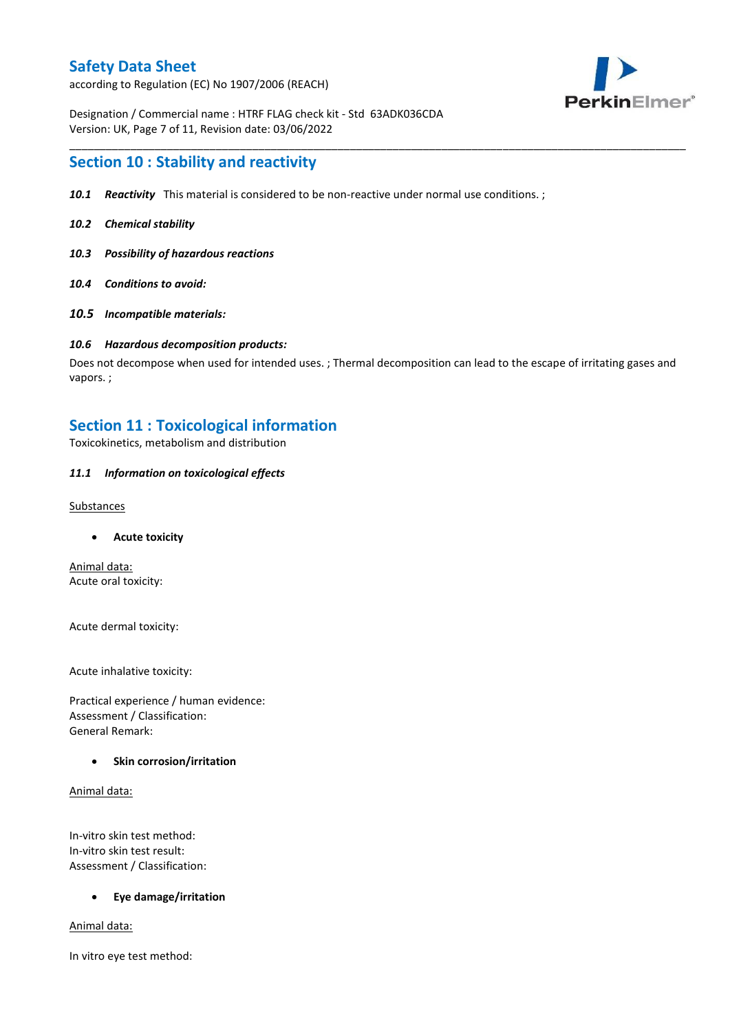## Section 10 : Stability and reactivity

***10.1 Reactivity*** This material is considered to be non-reactive under normal use conditions. ;

***10.2 Chemical stability***

***10.3 Possibility of hazardous reactions***

***10.4 Conditions to avoid:***

***10.5 Incompatible materials:***

***10.6 Hazardous decomposition products:***

Does not decompose when used for intended uses. ; Thermal decomposition can lead to the escape of irritating gases and vapors. ;

## Section 11 : Toxicological information

Toxicokinetics, metabolism and distribution

***11.1 Information on toxicological effects***

Substances

- **Acute toxicity**

Animal data:
Acute oral toxicity:

Acute dermal toxicity:

Acute inhalative toxicity:

Practical experience / human evidence:
Assessment / Classification:
General Remark:

- **Skin corrosion/irritation**

Animal data:

In-vitro skin test method:
In-vitro skin test result:
Assessment / Classification:

- **Eye damage/irritation**

Animal data:

In vitro eye test method: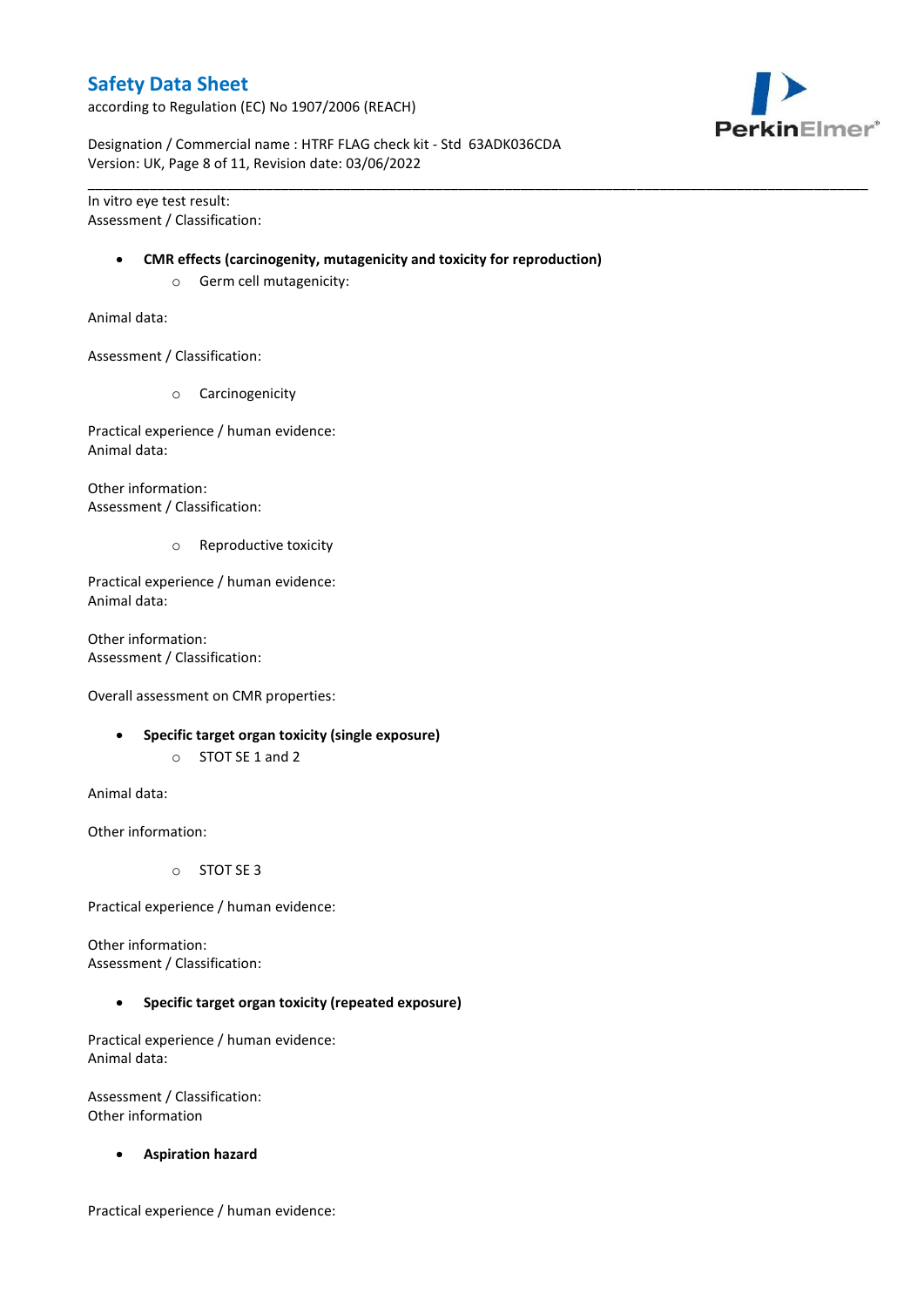In vitro eye test result:
Assessment / Classification:

- **CMR effects (carcinogenity, mutagenicity and toxicity for reproduction)**
    - Germ cell mutagenicity:

Animal data:

Assessment / Classification:

- Carcinogenicity

Practical experience / human evidence:
Animal data:

Other information:
Assessment / Classification:

- Reproductive toxicity

Practical experience / human evidence:
Animal data:

Other information:
Assessment / Classification:

Overall assessment on CMR properties:

- **Specific target organ toxicity (single exposure)**
    - STOT SE 1 and 2

Animal data:

Other information:

- STOT SE 3

Practical experience / human evidence:

Other information:
Assessment / Classification:

- **Specific target organ toxicity (repeated exposure)**

Practical experience / human evidence:
Animal data:

Assessment / Classification:
Other information

- **Aspiration hazard**

Practical experience / human evidence: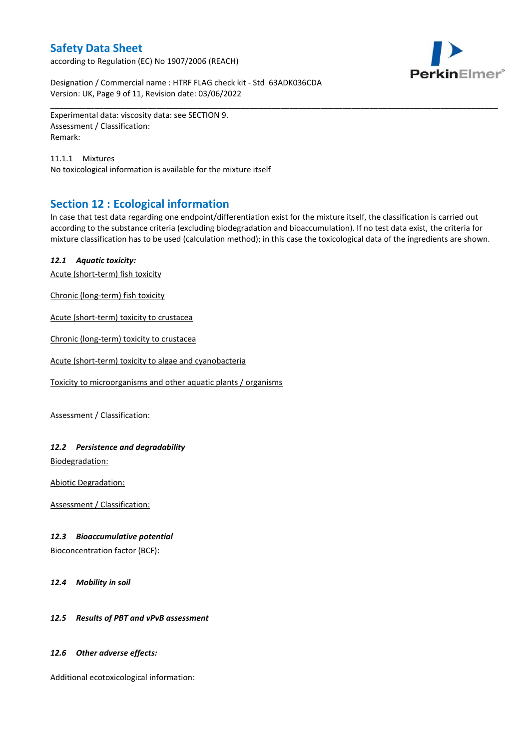Experimental data: viscosity data: see SECTION 9.
Assessment / Classification:
Remark:

11.1.1 Mixtures
No toxicological information is available for the mixture itself

## Section 12 : Ecological information

In case that test data regarding one endpoint/differentiation exist for the mixture itself, the classification is carried out according to the substance criteria (excluding biodegradation and bioaccumulation). If no test data exist, the criteria for mixture classification has to be used (calculation method); in this case the toxicological data of the ingredients are shown.

### *12.1 Aquatic toxicity:*

Acute (short-term) fish toxicity

Chronic (long-term) fish toxicity

Acute (short-term) toxicity to crustacea

Chronic (long-term) toxicity to crustacea

Acute (short-term) toxicity to algae and cyanobacteria

Toxicity to microorganisms and other aquatic plants / organisms

Assessment / Classification:

### *12.2 Persistence and degradability*

Biodegradation:

Abiotic Degradation:

Assessment / Classification:

### *12.3 Bioaccumulative potential*

Bioconcentration factor (BCF):

### *12.4 Mobility in soil*

### *12.5 Results of PBT and vPvB assessment*

### *12.6 Other adverse effects:*

Additional ecotoxicological information: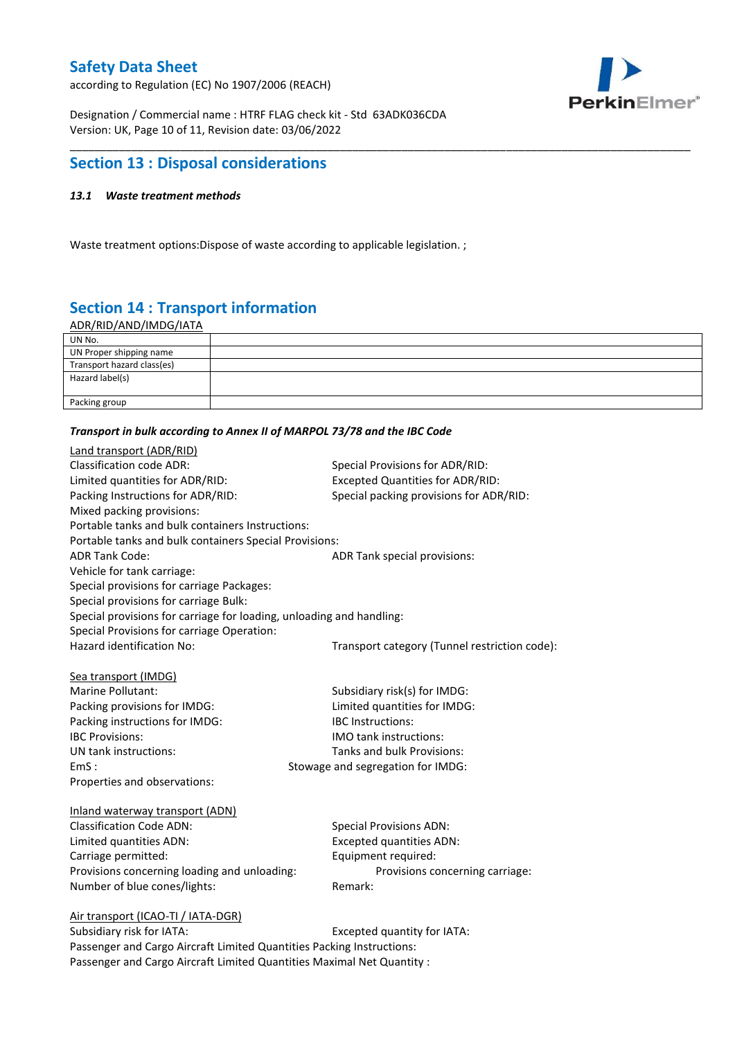## Section 13 : Disposal considerations

#### *13.1 Waste treatment methods*

Waste treatment options:Dispose of waste according to applicable legislation. ;

## Section 14 : Transport information

ADR/RID/AND/IMDG/IATA

| UN No. | |
|---|---|
| UN Proper shipping name | |
| Transport hazard class(es) | |
| Hazard label(s) | |
| Packing group | |

***Transport in bulk according to Annex II of MARPOL 73/78 and the IBC Code***

Land transport (ADR/RID)

Classification code ADR:
Special Provisions for ADR/RID:
Limited quantities for ADR/RID:
Excepted Quantities for ADR/RID:
Packing Instructions for ADR/RID:
Special packing provisions for ADR/RID:
Mixed packing provisions:
Portable tanks and bulk containers Instructions:
Portable tanks and bulk containers Special Provisions:
ADR Tank Code:
ADR Tank special provisions:
Vehicle for tank carriage:
Special provisions for carriage Packages:
Special provisions for carriage Bulk:
Special provisions for carriage for loading, unloading and handling:
Special Provisions for carriage Operation:
Hazard identification No:
Transport category (Tunnel restriction code):

Sea transport (IMDG)

Marine Pollutant:
Subsidiary risk(s) for IMDG:
Packing provisions for IMDG:
Limited quantities for IMDG:
Packing instructions for IMDG:
IBC Instructions:
IBC Provisions:
IMO tank instructions:
UN tank instructions:
Tanks and bulk Provisions:
EmS :
Stowage and segregation for IMDG:
Properties and observations:

Inland waterway transport (ADN)

Classification Code ADN:
Special Provisions ADN:
Limited quantities ADN:
Excepted quantities ADN:
Carriage permitted:
Equipment required:
Provisions concerning loading and unloading:
Provisions concerning carriage:
Number of blue cones/lights:
Remark:

Air transport (ICAO-TI / IATA-DGR)

Subsidiary risk for IATA:
Excepted quantity for IATA:
Passenger and Cargo Aircraft Limited Quantities Packing Instructions:
Passenger and Cargo Aircraft Limited Quantities Maximal Net Quantity :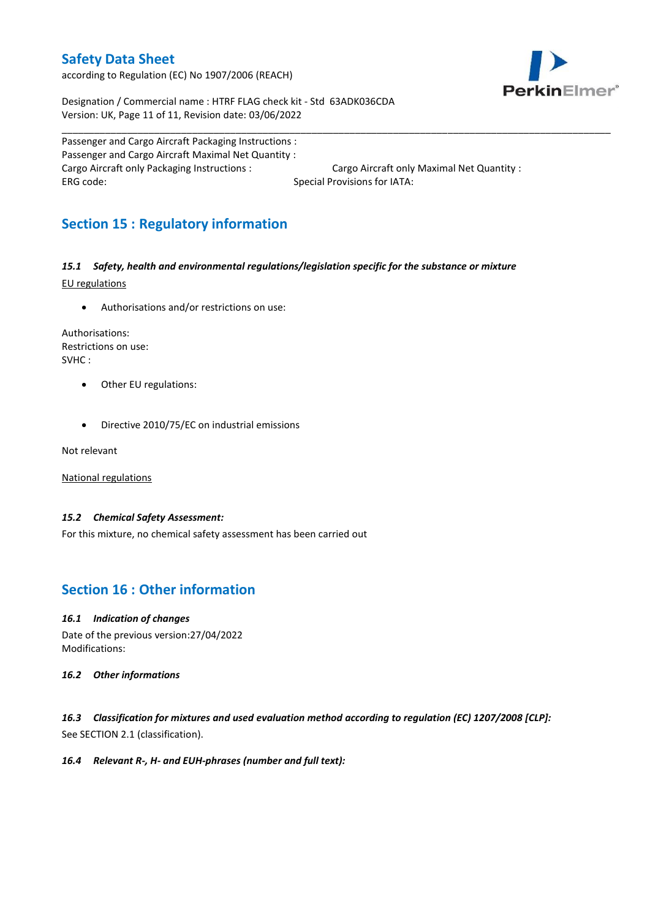Passenger and Cargo Aircraft Packaging Instructions :
Passenger and Cargo Aircraft Maximal Net Quantity :
Cargo Aircraft only Packaging Instructions : Cargo Aircraft only Maximal Net Quantity :
ERG code: Special Provisions for IATA:

## Section 15 : Regulatory information

### *15.1 Safety, health and environmental regulations/legislation specific for the substance or mixture*

EU regulations

- Authorisations and/or restrictions on use:

Authorisations:
Restrictions on use:
SVHC :

- Other EU regulations:

- Directive 2010/75/EC on industrial emissions

Not relevant

National regulations

### *15.2 Chemical Safety Assessment:*

For this mixture, no chemical safety assessment has been carried out

## Section 16 : Other information

### *16.1 Indication of changes*

Date of the previous version:27/04/2022
Modifications:

### *16.2 Other informations*

### *16.3 Classification for mixtures and used evaluation method according to regulation (EC) 1207/2008 [CLP]:*

See SECTION 2.1 (classification).

### *16.4 Relevant R-, H- and EUH-phrases (number and full text):*